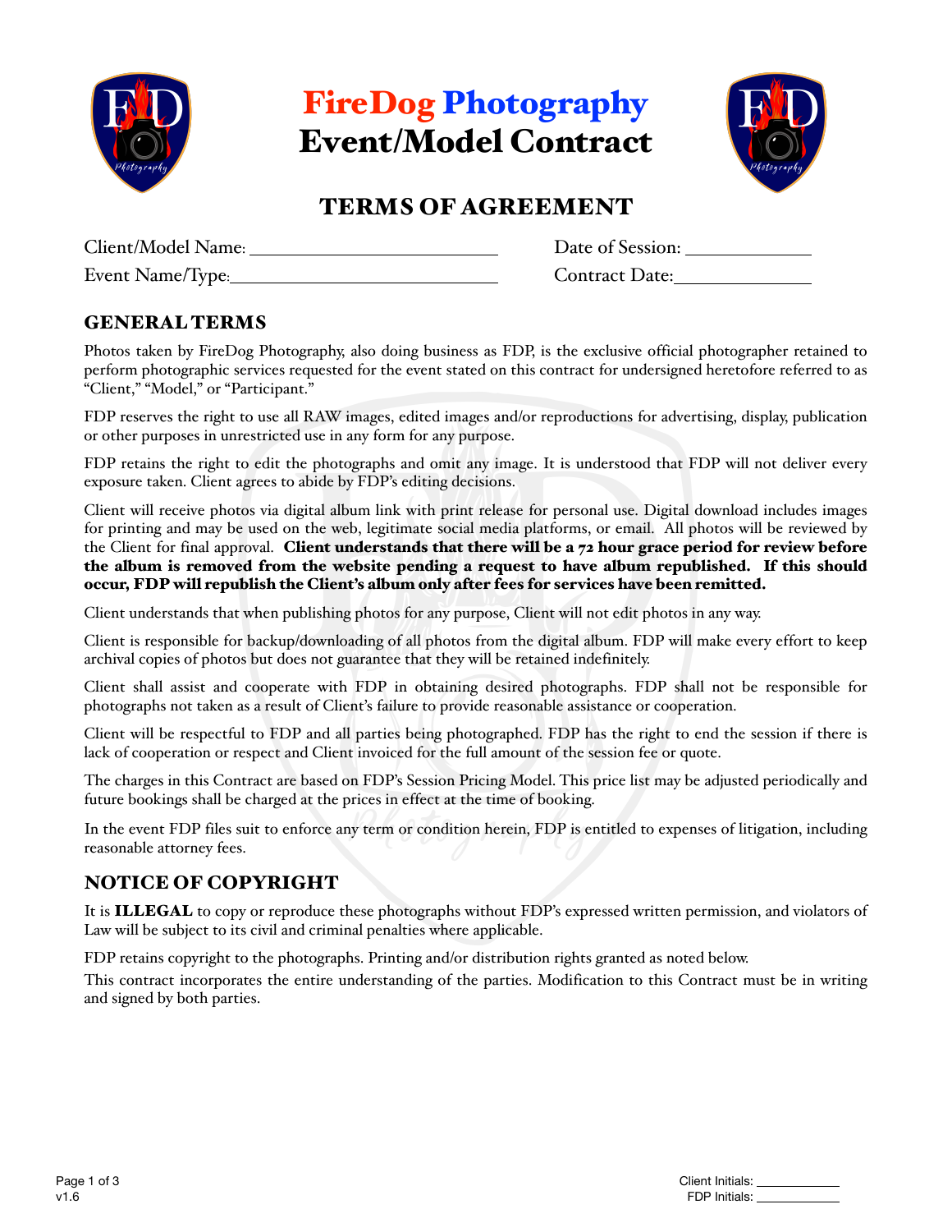# FireDog Photography
# Event/Model Contract

## TERMS OF AGREEMENT

Client/Model Name: ______________________________ Date of Session: ______________

Event Name/Type: ______________________________ Contract Date: ______________

### GENERAL TERMS

Photos taken by FireDog Photography, also doing business as FDP, is the exclusive official photographer retained to perform photographic services requested for the event stated on this contract for undersigned heretofore referred to as "Client," "Model," or "Participant."

FDP reserves the right to use all RAW images, edited images and/or reproductions for advertising, display, publication or other purposes in unrestricted use in any form for any purpose.

FDP retains the right to edit the photographs and omit any image. It is understood that FDP will not deliver every exposure taken. Client agrees to abide by FDP's editing decisions.

Client will receive photos via digital album link with print release for personal use. Digital download includes images for printing and may be used on the web, legitimate social media platforms, or email. All photos will be reviewed by the Client for final approval. **Client understands that there will be a 72 hour grace period for review before the album is removed from the website pending a request to have album republished. If this should occur, FDP will republish the Client's album only after fees for services have been remitted.**

Client understands that when publishing photos for any purpose, Client will not edit photos in any way.

Client is responsible for backup/downloading of all photos from the digital album. FDP will make every effort to keep archival copies of photos but does not guarantee that they will be retained indefinitely.

Client shall assist and cooperate with FDP in obtaining desired photographs. FDP shall not be responsible for photographs not taken as a result of Client's failure to provide reasonable assistance or cooperation.

Client will be respectful to FDP and all parties being photographed. FDP has the right to end the session if there is lack of cooperation or respect and Client invoiced for the full amount of the session fee or quote.

The charges in this Contract are based on FDP's Session Pricing Model. This price list may be adjusted periodically and future bookings shall be charged at the prices in effect at the time of booking.

In the event FDP files suit to enforce any term or condition herein, FDP is entitled to expenses of litigation, including reasonable attorney fees.

### NOTICE OF COPYRIGHT

It is **ILLEGAL** to copy or reproduce these photographs without FDP's expressed written permission, and violators of Law will be subject to its civil and criminal penalties where applicable.

FDP retains copyright to the photographs. Printing and/or distribution rights granted as noted below.

This contract incorporates the entire understanding of the parties. Modification to this Contract must be in writing and signed by both parties.

v1.6

Client Initials: ____________

FDP Initials: ____________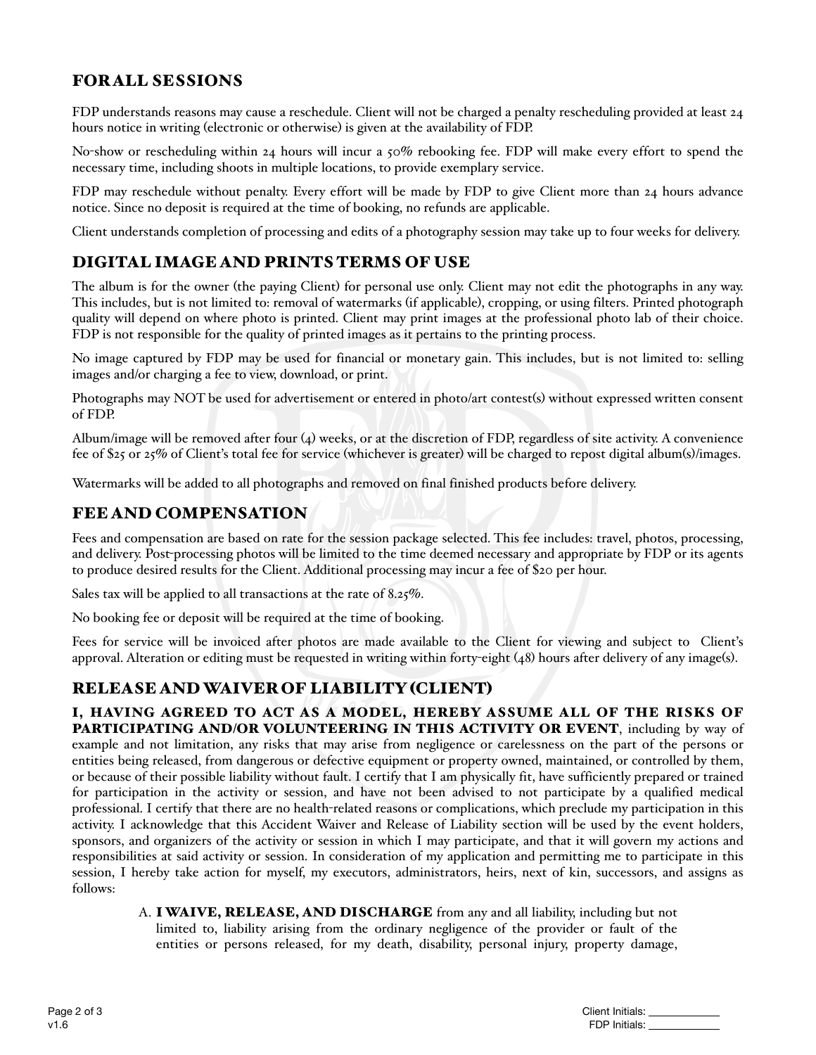## FOR ALL SESSIONS

FDP understands reasons may cause a reschedule. Client will not be charged a penalty rescheduling provided at least 24 hours notice in writing (electronic or otherwise) is given at the availability of FDP.

No-show or rescheduling within 24 hours will incur a 50% rebooking fee. FDP will make every effort to spend the necessary time, including shoots in multiple locations, to provide exemplary service.

FDP may reschedule without penalty. Every effort will be made by FDP to give Client more than 24 hours advance notice. Since no deposit is required at the time of booking, no refunds are applicable.

Client understands completion of processing and edits of a photography session may take up to four weeks for delivery.

## DIGITAL IMAGE AND PRINTS TERMS OF USE

The album is for the owner (the paying Client) for personal use only. Client may not edit the photographs in any way. This includes, but is not limited to: removal of watermarks (if applicable), cropping, or using filters. Printed photograph quality will depend on where photo is printed. Client may print images at the professional photo lab of their choice. FDP is not responsible for the quality of printed images as it pertains to the printing process.

No image captured by FDP may be used for financial or monetary gain. This includes, but is not limited to: selling images and/or charging a fee to view, download, or print.

Photographs may NOT be used for advertisement or entered in photo/art contest(s) without expressed written consent of FDP.

Album/image will be removed after four (4) weeks, or at the discretion of FDP, regardless of site activity. A convenience fee of $25 or 25% of Client's total fee for service (whichever is greater) will be charged to repost digital album(s)/images.

Watermarks will be added to all photographs and removed on final finished products before delivery.

## FEE AND COMPENSATION

Fees and compensation are based on rate for the session package selected. This fee includes: travel, photos, processing, and delivery. Post-processing photos will be limited to the time deemed necessary and appropriate by FDP or its agents to produce desired results for the Client. Additional processing may incur a fee of $20 per hour.

Sales tax will be applied to all transactions at the rate of 8.25%.

No booking fee or deposit will be required at the time of booking.

Fees for service will be invoiced after photos are made available to the Client for viewing and subject to Client's approval. Alteration or editing must be requested in writing within forty-eight (48) hours after delivery of any image(s).

## RELEASE AND WAIVER OF LIABILITY (CLIENT)

**I, HAVING AGREED TO ACT AS A MODEL, HEREBY ASSUME ALL OF THE RISKS OF PARTICIPATING AND/OR VOLUNTEERING IN THIS ACTIVITY OR EVENT**, including by way of example and not limitation, any risks that may arise from negligence or carelessness on the part of the persons or entities being released, from dangerous or defective equipment or property owned, maintained, or controlled by them, or because of their possible liability without fault. I certify that I am physically fit, have sufficiently prepared or trained for participation in the activity or session, and have not been advised to not participate by a qualified medical professional. I certify that there are no health-related reasons or complications, which preclude my participation in this activity. I acknowledge that this Accident Waiver and Release of Liability section will be used by the event holders, sponsors, and organizers of the activity or session in which I may participate, and that it will govern my actions and responsibilities at said activity or session. In consideration of my application and permitting me to participate in this session, I hereby take action for myself, my executors, administrators, heirs, next of kin, successors, and assigns as follows:

A. **I WAIVE, RELEASE, AND DISCHARGE** from any and all liability, including but not limited to, liability arising from the ordinary negligence of the provider or fault of the entities or persons released, for my death, disability, personal injury, property damage,

Client Initials: ____________
FDP Initials: ____________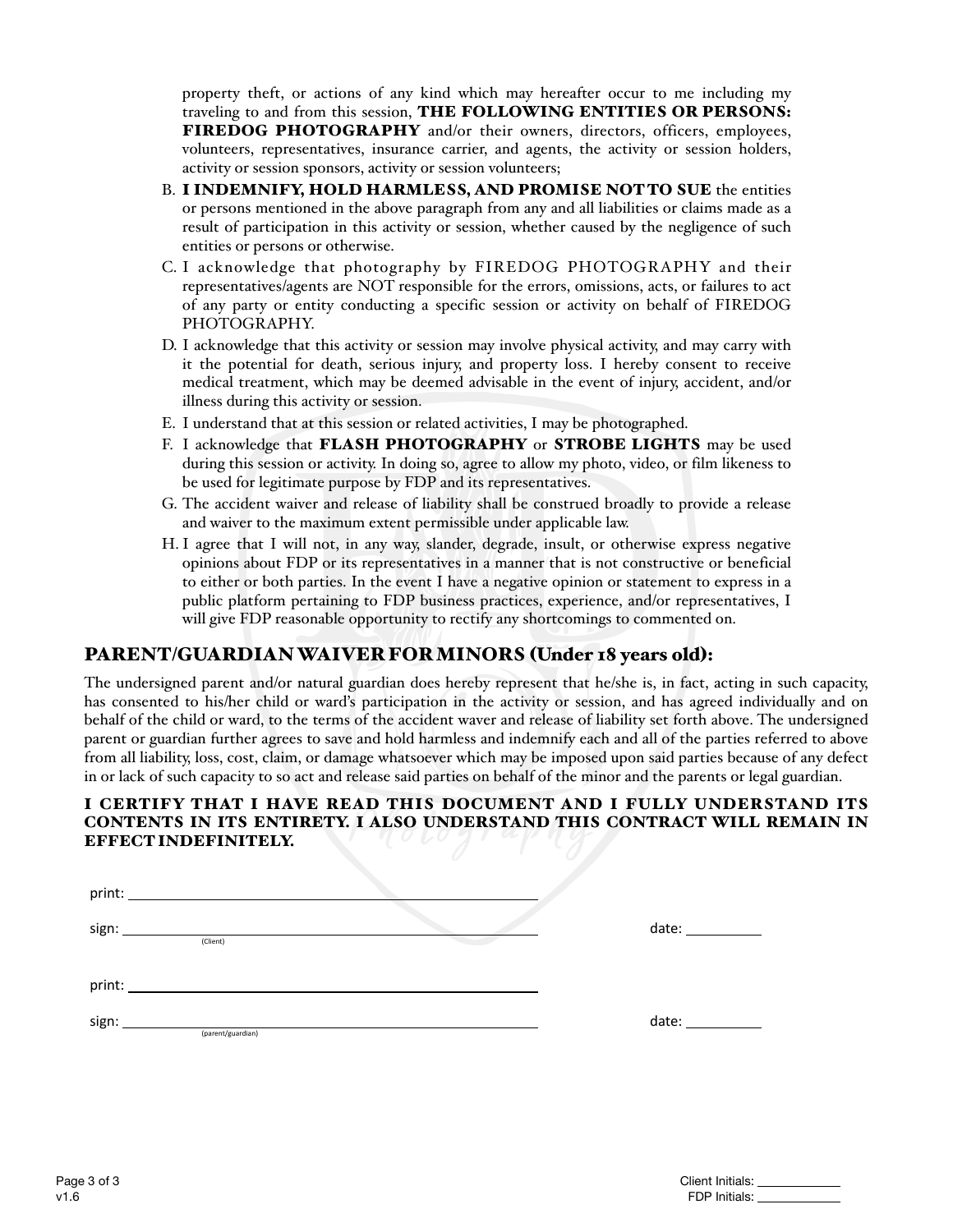property theft, or actions of any kind which may hereafter occur to me including my traveling to and from this session, **THE FOLLOWING ENTITIES OR PERSONS: FIREDOG PHOTOGRAPHY** and/or their owners, directors, officers, employees, volunteers, representatives, insurance carrier, and agents, the activity or session holders, activity or session sponsors, activity or session volunteers;

B. **I INDEMNIFY, HOLD HARMLESS, AND PROMISE NOT TO SUE** the entities or persons mentioned in the above paragraph from any and all liabilities or claims made as a result of participation in this activity or session, whether caused by the negligence of such entities or persons or otherwise.

C. I acknowledge that photography by FIREDOG PHOTOGRAPHY and their representatives/agents are NOT responsible for the errors, omissions, acts, or failures to act of any party or entity conducting a specific session or activity on behalf of FIREDOG PHOTOGRAPHY.

D. I acknowledge that this activity or session may involve physical activity, and may carry with it the potential for death, serious injury, and property loss. I hereby consent to receive medical treatment, which may be deemed advisable in the event of injury, accident, and/or illness during this activity or session.

E. I understand that at this session or related activities, I may be photographed.

F. I acknowledge that **FLASH PHOTOGRAPHY** or **STROBE LIGHTS** may be used during this session or activity. In doing so, agree to allow my photo, video, or film likeness to be used for legitimate purpose by FDP and its representatives.

G. The accident waiver and release of liability shall be construed broadly to provide a release and waiver to the maximum extent permissible under applicable law.

H. I agree that I will not, in any way, slander, degrade, insult, or otherwise express negative opinions about FDP or its representatives in a manner that is not constructive or beneficial to either or both parties. In the event I have a negative opinion or statement to express in a public platform pertaining to FDP business practices, experience, and/or representatives, I will give FDP reasonable opportunity to rectify any shortcomings to commented on.

## PARENT/GUARDIAN WAIVER FOR MINORS (Under 18 years old):

The undersigned parent and/or natural guardian does hereby represent that he/she is, in fact, acting in such capacity, has consented to his/her child or ward's participation in the activity or session, and has agreed individually and on behalf of the child or ward, to the terms of the accident waiver and release of liability set forth above. The undersigned parent or guardian further agrees to save and hold harmless and indemnify each and all of the parties referred to above from all liability, loss, cost, claim, or damage whatsoever which may be imposed upon said parties because of any defect in or lack of such capacity to so act and release said parties on behalf of the minor and the parents or legal guardian.

**I CERTIFY THAT I HAVE READ THIS DOCUMENT AND I FULLY UNDERSTAND ITS CONTENTS IN ITS ENTIRETY. I ALSO UNDERSTAND THIS CONTRACT WILL REMAIN IN EFFECT INDEFINITELY.**

print: ____________________________________________

sign: ____________________________________________ date: __________
(Client)

print: ____________________________________________

sign: ____________________________________________ date: __________
(parent/guardian)

Client Initials: ____________
FDP Initials: ____________